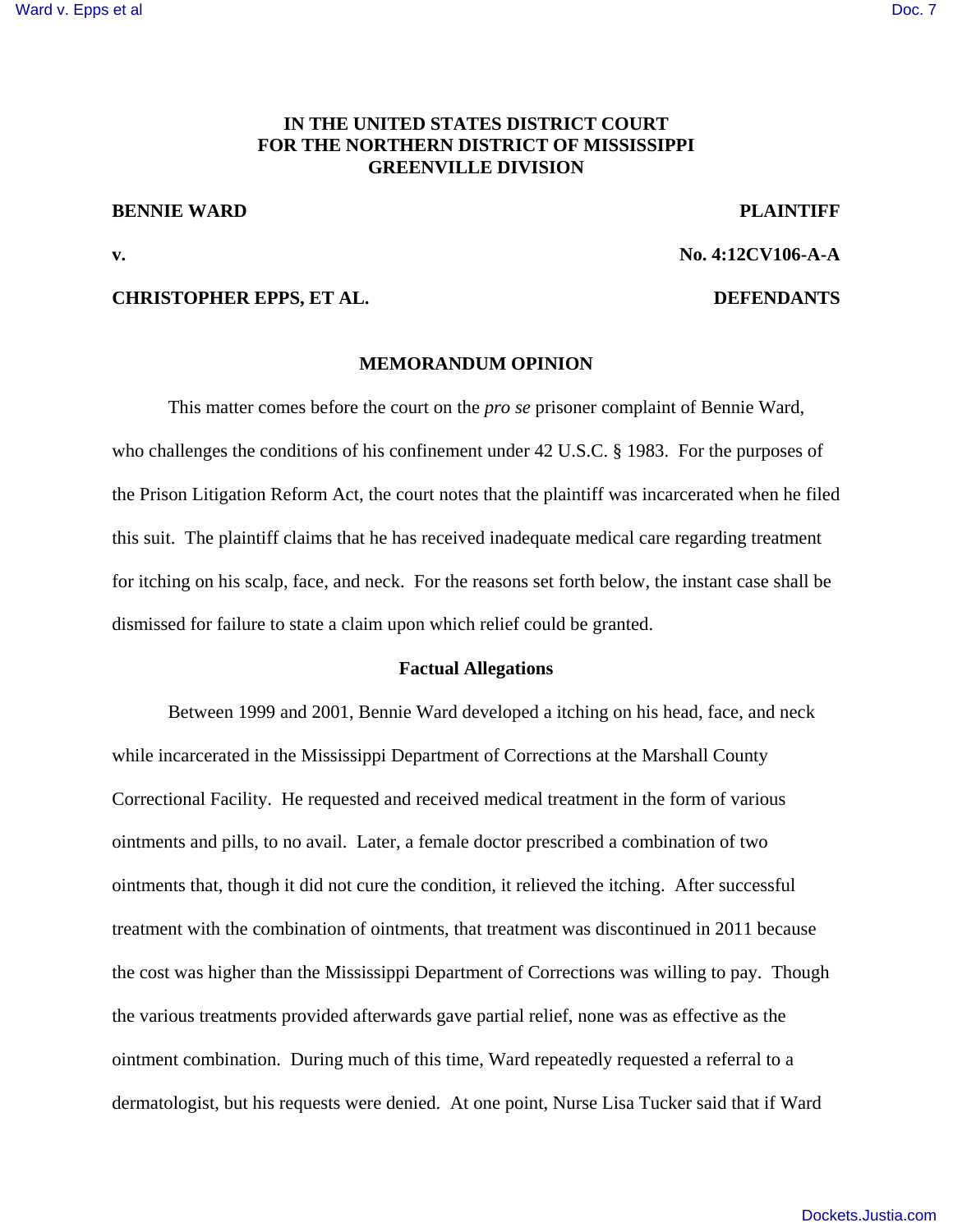**IN THE UNITED STATES DISTRICT COURT**
**FOR THE NORTHERN DISTRICT OF MISSISSIPPI**
**GREENVILLE DIVISION**

**BENNIE WARD** **PLAINTIFF**

**v.** **No. 4:12CV106-A-A**

**CHRISTOPHER EPPS, ET AL.** **DEFENDANTS**

## MEMORANDUM OPINION

This matter comes before the court on the *pro se* prisoner complaint of Bennie Ward, who challenges the conditions of his confinement under 42 U.S.C. § 1983. For the purposes of the Prison Litigation Reform Act, the court notes that the plaintiff was incarcerated when he filed this suit. The plaintiff claims that he has received inadequate medical care regarding treatment for itching on his scalp, face, and neck. For the reasons set forth below, the instant case shall be dismissed for failure to state a claim upon which relief could be granted.

### Factual Allegations

Between 1999 and 2001, Bennie Ward developed a itching on his head, face, and neck while incarcerated in the Mississippi Department of Corrections at the Marshall County Correctional Facility. He requested and received medical treatment in the form of various ointments and pills, to no avail. Later, a female doctor prescribed a combination of two ointments that, though it did not cure the condition, it relieved the itching. After successful treatment with the combination of ointments, that treatment was discontinued in 2011 because the cost was higher than the Mississippi Department of Corrections was willing to pay. Though the various treatments provided afterwards gave partial relief, none was as effective as the ointment combination. During much of this time, Ward repeatedly requested a referral to a dermatologist, but his requests were denied. At one point, Nurse Lisa Tucker said that if Ward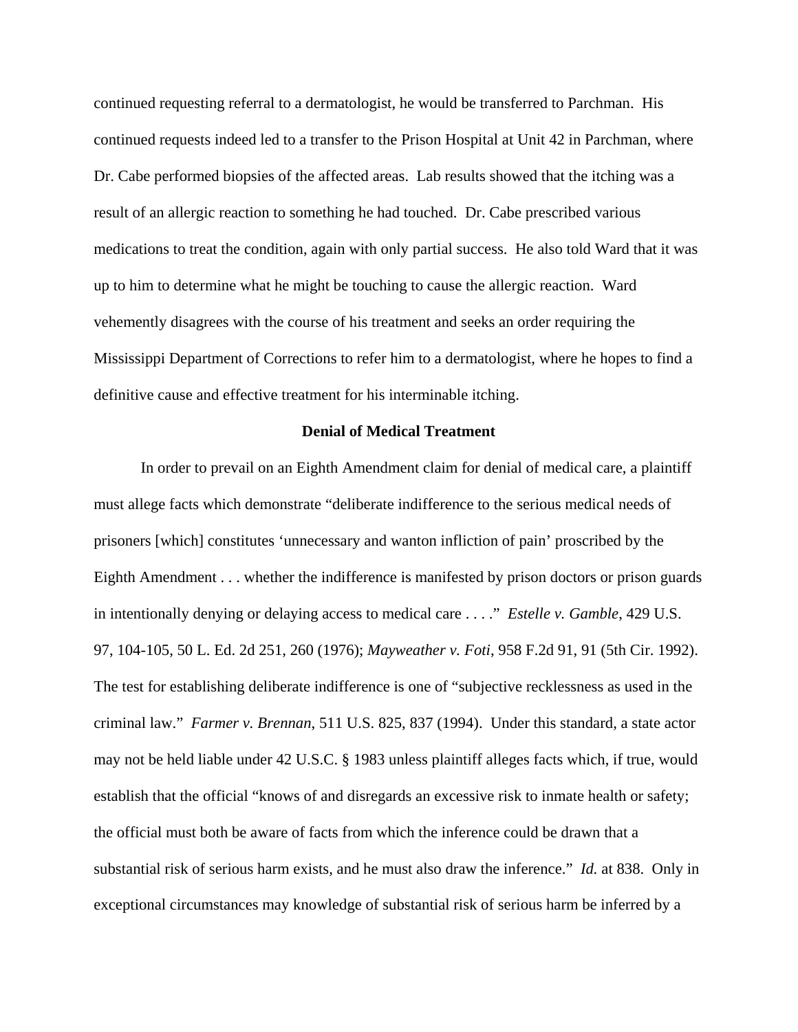continued requesting referral to a dermatologist, he would be transferred to Parchman. His continued requests indeed led to a transfer to the Prison Hospital at Unit 42 in Parchman, where Dr. Cabe performed biopsies of the affected areas. Lab results showed that the itching was a result of an allergic reaction to something he had touched. Dr. Cabe prescribed various medications to treat the condition, again with only partial success. He also told Ward that it was up to him to determine what he might be touching to cause the allergic reaction. Ward vehemently disagrees with the course of his treatment and seeks an order requiring the Mississippi Department of Corrections to refer him to a dermatologist, where he hopes to find a definitive cause and effective treatment for his interminable itching.

**Denial of Medical Treatment**

In order to prevail on an Eighth Amendment claim for denial of medical care, a plaintiff must allege facts which demonstrate "deliberate indifference to the serious medical needs of prisoners [which] constitutes 'unnecessary and wanton infliction of pain' proscribed by the Eighth Amendment . . . whether the indifference is manifested by prison doctors or prison guards in intentionally denying or delaying access to medical care . . . ." *Estelle v. Gamble*, 429 U.S. 97, 104-105, 50 L. Ed. 2d 251, 260 (1976); *Mayweather v. Foti*, 958 F.2d 91, 91 (5th Cir. 1992). The test for establishing deliberate indifference is one of "subjective recklessness as used in the criminal law." *Farmer v. Brennan*, 511 U.S. 825, 837 (1994). Under this standard, a state actor may not be held liable under 42 U.S.C. § 1983 unless plaintiff alleges facts which, if true, would establish that the official "knows of and disregards an excessive risk to inmate health or safety; the official must both be aware of facts from which the inference could be drawn that a substantial risk of serious harm exists, and he must also draw the inference." *Id.* at 838. Only in exceptional circumstances may knowledge of substantial risk of serious harm be inferred by a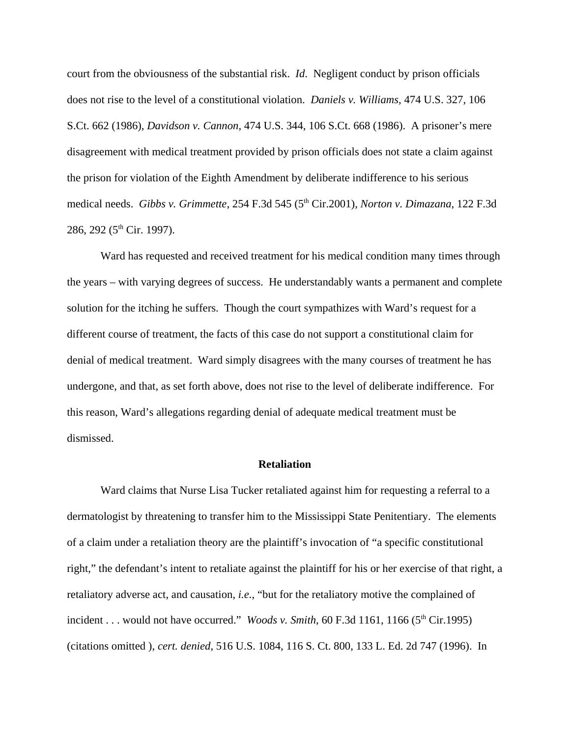court from the obviousness of the substantial risk. *Id*. Negligent conduct by prison officials does not rise to the level of a constitutional violation. *Daniels v. Williams*, 474 U.S. 327, 106 S.Ct. 662 (1986), *Davidson v. Cannon*, 474 U.S. 344, 106 S.Ct. 668 (1986). A prisoner's mere disagreement with medical treatment provided by prison officials does not state a claim against the prison for violation of the Eighth Amendment by deliberate indifference to his serious medical needs. *Gibbs v. Grimmette*, 254 F.3d 545 (5th Cir.2001), *Norton v. Dimazana*, 122 F.3d 286, 292 (5th Cir. 1997).

Ward has requested and received treatment for his medical condition many times through the years – with varying degrees of success. He understandably wants a permanent and complete solution for the itching he suffers. Though the court sympathizes with Ward's request for a different course of treatment, the facts of this case do not support a constitutional claim for denial of medical treatment. Ward simply disagrees with the many courses of treatment he has undergone, and that, as set forth above, does not rise to the level of deliberate indifference. For this reason, Ward's allegations regarding denial of adequate medical treatment must be dismissed.

**Retaliation**

Ward claims that Nurse Lisa Tucker retaliated against him for requesting a referral to a dermatologist by threatening to transfer him to the Mississippi State Penitentiary. The elements of a claim under a retaliation theory are the plaintiff's invocation of "a specific constitutional right," the defendant's intent to retaliate against the plaintiff for his or her exercise of that right, a retaliatory adverse act, and causation, *i.e.*, "but for the retaliatory motive the complained of incident . . . would not have occurred." *Woods v. Smith*, 60 F.3d 1161, 1166 (5th Cir.1995) (citations omitted ), *cert. denied*, 516 U.S. 1084, 116 S. Ct. 800, 133 L. Ed. 2d 747 (1996). In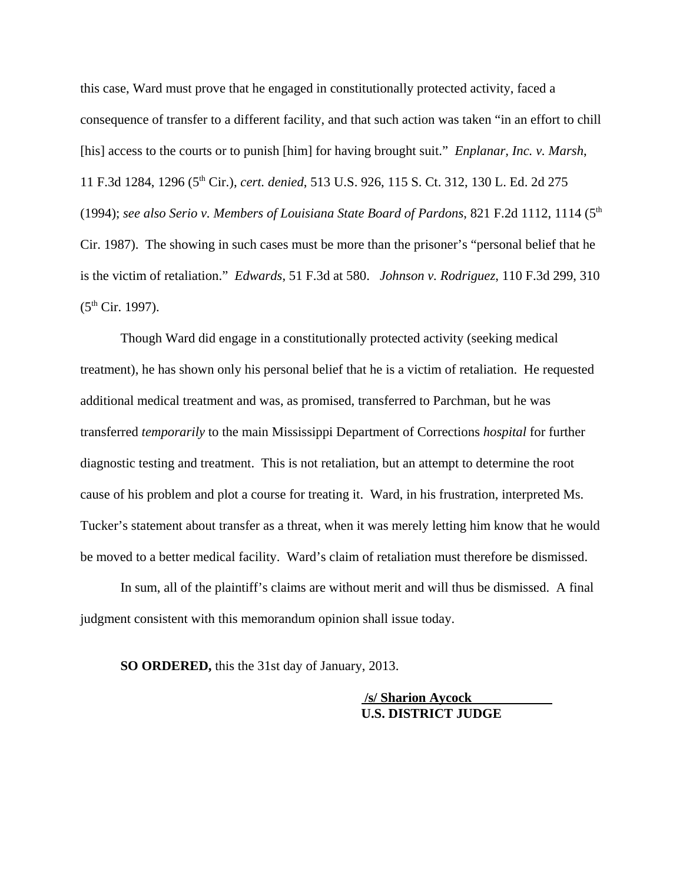this case, Ward must prove that he engaged in constitutionally protected activity, faced a consequence of transfer to a different facility, and that such action was taken "in an effort to chill [his] access to the courts or to punish [him] for having brought suit." *Enplanar, Inc. v. Marsh*, 11 F.3d 1284, 1296 (5th Cir.), *cert. denied*, 513 U.S. 926, 115 S. Ct. 312, 130 L. Ed. 2d 275 (1994); *see also Serio v. Members of Louisiana State Board of Pardons*, 821 F.2d 1112, 1114 (5th Cir. 1987). The showing in such cases must be more than the prisoner's "personal belief that he is the victim of retaliation." *Edwards*, 51 F.3d at 580. *Johnson v. Rodriguez*, 110 F.3d 299, 310 (5th Cir. 1997).

Though Ward did engage in a constitutionally protected activity (seeking medical treatment), he has shown only his personal belief that he is a victim of retaliation. He requested additional medical treatment and was, as promised, transferred to Parchman, but he was transferred *temporarily* to the main Mississippi Department of Corrections *hospital* for further diagnostic testing and treatment. This is not retaliation, but an attempt to determine the root cause of his problem and plot a course for treating it. Ward, in his frustration, interpreted Ms. Tucker's statement about transfer as a threat, when it was merely letting him know that he would be moved to a better medical facility. Ward's claim of retaliation must therefore be dismissed.

In sum, all of the plaintiff's claims are without merit and will thus be dismissed. A final judgment consistent with this memorandum opinion shall issue today.

**SO ORDERED,** this the 31st day of January, 2013.

**/s/ Sharion Aycock**
**U.S. DISTRICT JUDGE**